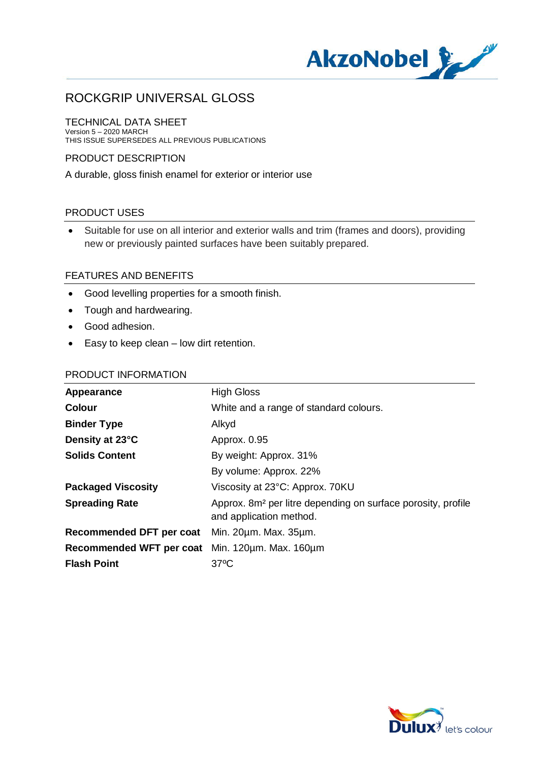# ROCKGRIP UNIVERSAL GLOSS

## TECHNICAL DATA SHEET

Version 5 – 2020 MARCH
THIS ISSUE SUPERSEDES ALL PREVIOUS PUBLICATIONS

## PRODUCT DESCRIPTION

A durable, gloss finish enamel for exterior or interior use

## PRODUCT USES

- Suitable for use on all interior and exterior walls and trim (frames and doors), providing new or previously painted surfaces have been suitably prepared.

## FEATURES AND BENEFITS

- Good levelling properties for a smooth finish.
- Tough and hardwearing.
- Good adhesion.
- Easy to keep clean – low dirt retention.

## PRODUCT INFORMATION

| | |
|---|---|
| **Appearance** | High Gloss |
| **Colour** | White and a range of standard colours. |
| **Binder Type** | Alkyd |
| **Density at 23°C** | Approx. 0.95 |
| **Solids Content** | By weight: Approx. 31% |
| | By volume: Approx. 22% |
| **Packaged Viscosity** | Viscosity at 23°C: Approx. 70KU |
| **Spreading Rate** | Approx. 8m² per litre depending on surface porosity, profile and application method. |
| **Recommended DFT per coat** | Min. 20µm. Max. 35µm. |
| **Recommended WFT per coat** | Min. 120µm. Max. 160µm |
| **Flash Point** | 37ºC |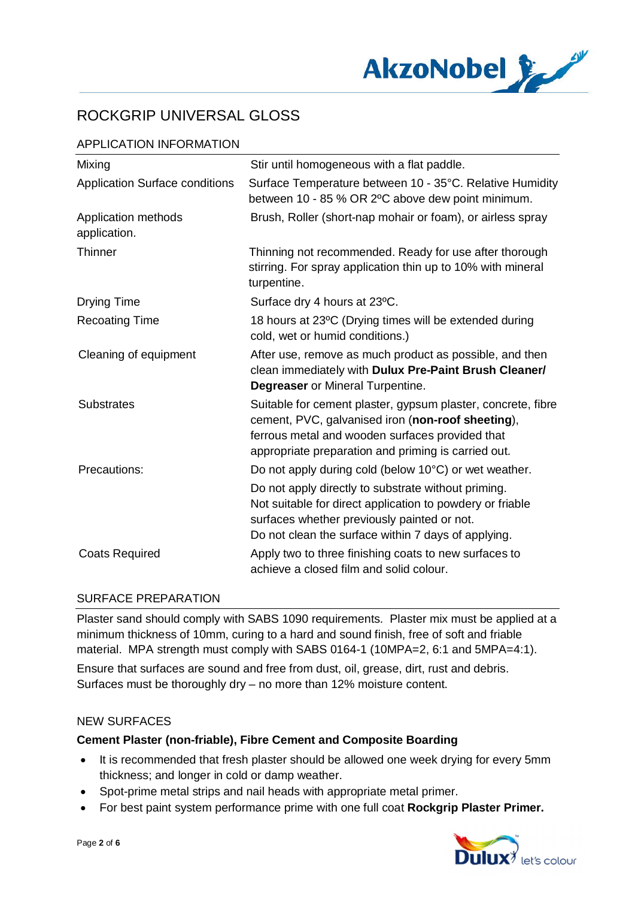# ROCKGRIP UNIVERSAL GLOSS

## APPLICATION INFORMATION

| | |
|---|---|
| Mixing | Stir until homogeneous with a flat paddle. |
| Application Surface conditions | Surface Temperature between 10 - 35°C. Relative Humidity between 10 - 85 % OR 2ºC above dew point minimum. |
| Application methods application. | Brush, Roller (short-nap mohair or foam), or airless spray |
| Thinner | Thinning not recommended. Ready for use after thorough stirring. For spray application thin up to 10% with mineral turpentine. |
| Drying Time | Surface dry 4 hours at 23ºC. |
| Recoating Time | 18 hours at 23ºC (Drying times will be extended during cold, wet or humid conditions.) |
| Cleaning of equipment | After use, remove as much product as possible, and then clean immediately with **Dulux Pre-Paint Brush Cleaner/ Degreaser** or Mineral Turpentine. |
| Substrates | Suitable for cement plaster, gypsum plaster, concrete, fibre cement, PVC, galvanised iron (**non-roof sheeting**), ferrous metal and wooden surfaces provided that appropriate preparation and priming is carried out. |
| Precautions: | Do not apply during cold (below 10°C) or wet weather.<br>Do not apply directly to substrate without priming.<br>Not suitable for direct application to powdery or friable surfaces whether previously painted or not.<br>Do not clean the surface within 7 days of applying. |
| Coats Required | Apply two to three finishing coats to new surfaces to achieve a closed film and solid colour. |

## SURFACE PREPARATION

Plaster sand should comply with SABS 1090 requirements. Plaster mix must be applied at a minimum thickness of 10mm, curing to a hard and sound finish, free of soft and friable material. MPA strength must comply with SABS 0164-1 (10MPA=2, 6:1 and 5MPA=4:1).

Ensure that surfaces are sound and free from dust, oil, grease, dirt, rust and debris. Surfaces must be thoroughly dry – no more than 12% moisture content.

## NEW SURFACES

**Cement Plaster (non-friable), Fibre Cement and Composite Boarding**

- It is recommended that fresh plaster should be allowed one week drying for every 5mm thickness; and longer in cold or damp weather.
- Spot-prime metal strips and nail heads with appropriate metal primer.
- For best paint system performance prime with one full coat **Rockgrip Plaster Primer.**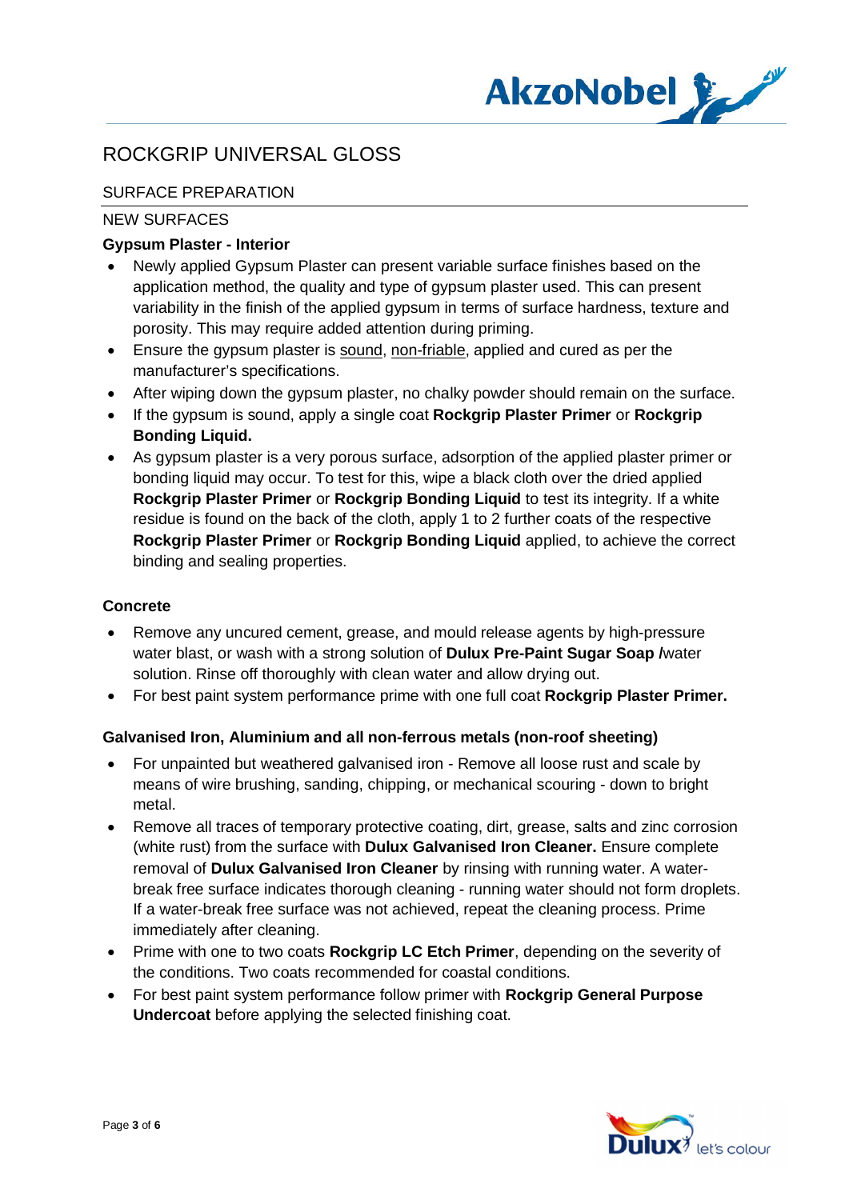# ROCKGRIP UNIVERSAL GLOSS

## SURFACE PREPARATION

### NEW SURFACES

**Gypsum Plaster - Interior**

- Newly applied Gypsum Plaster can present variable surface finishes based on the application method, the quality and type of gypsum plaster used. This can present variability in the finish of the applied gypsum in terms of surface hardness, texture and porosity. This may require added attention during priming.
- Ensure the gypsum plaster is sound, non-friable, applied and cured as per the manufacturer's specifications.
- After wiping down the gypsum plaster, no chalky powder should remain on the surface.
- If the gypsum is sound, apply a single coat **Rockgrip Plaster Primer** or **Rockgrip Bonding Liquid.**
- As gypsum plaster is a very porous surface, adsorption of the applied plaster primer or bonding liquid may occur. To test for this, wipe a black cloth over the dried applied **Rockgrip Plaster Primer** or **Rockgrip Bonding Liquid** to test its integrity. If a white residue is found on the back of the cloth, apply 1 to 2 further coats of the respective **Rockgrip Plaster Primer** or **Rockgrip Bonding Liquid** applied, to achieve the correct binding and sealing properties.

**Concrete**

- Remove any uncured cement, grease, and mould release agents by high-pressure water blast, or wash with a strong solution of **Dulux Pre-Paint Sugar Soap /**water solution. Rinse off thoroughly with clean water and allow drying out.
- For best paint system performance prime with one full coat **Rockgrip Plaster Primer.**

**Galvanised Iron, Aluminium and all non-ferrous metals (non-roof sheeting)**

- For unpainted but weathered galvanised iron - Remove all loose rust and scale by means of wire brushing, sanding, chipping, or mechanical scouring - down to bright metal.
- Remove all traces of temporary protective coating, dirt, grease, salts and zinc corrosion (white rust) from the surface with **Dulux Galvanised Iron Cleaner.** Ensure complete removal of **Dulux Galvanised Iron Cleaner** by rinsing with running water. A water-break free surface indicates thorough cleaning - running water should not form droplets. If a water-break free surface was not achieved, repeat the cleaning process. Prime immediately after cleaning.
- Prime with one to two coats **Rockgrip LC Etch Primer**, depending on the severity of the conditions. Two coats recommended for coastal conditions.
- For best paint system performance follow primer with **Rockgrip General Purpose Undercoat** before applying the selected finishing coat.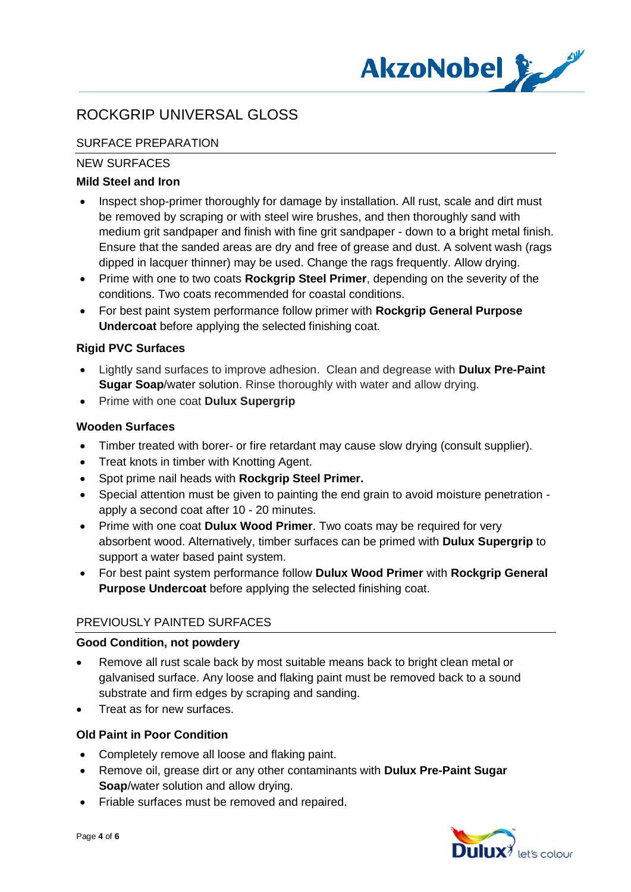# ROCKGRIP UNIVERSAL GLOSS

## SURFACE PREPARATION

### NEW SURFACES

**Mild Steel and Iron**

- Inspect shop-primer thoroughly for damage by installation. All rust, scale and dirt must be removed by scraping or with steel wire brushes, and then thoroughly sand with medium grit sandpaper and finish with fine grit sandpaper - down to a bright metal finish. Ensure that the sanded areas are dry and free of grease and dust. A solvent wash (rags dipped in lacquer thinner) may be used. Change the rags frequently. Allow drying.
- Prime with one to two coats **Rockgrip Steel Primer**, depending on the severity of the conditions. Two coats recommended for coastal conditions.
- For best paint system performance follow primer with **Rockgrip General Purpose Undercoat** before applying the selected finishing coat.

**Rigid PVC Surfaces**

- Lightly sand surfaces to improve adhesion. Clean and degrease with **Dulux Pre-Paint Sugar Soap**/water solution. Rinse thoroughly with water and allow drying.
- Prime with one coat **Dulux Supergrip**

**Wooden Surfaces**

- Timber treated with borer- or fire retardant may cause slow drying (consult supplier).
- Treat knots in timber with Knotting Agent.
- Spot prime nail heads with **Rockgrip Steel Primer.**
- Special attention must be given to painting the end grain to avoid moisture penetration - apply a second coat after 10 - 20 minutes.
- Prime with one coat **Dulux Wood Primer**. Two coats may be required for very absorbent wood. Alternatively, timber surfaces can be primed with **Dulux Supergrip** to support a water based paint system.
- For best paint system performance follow **Dulux Wood Primer** with **Rockgrip General Purpose Undercoat** before applying the selected finishing coat.

### PREVIOUSLY PAINTED SURFACES

**Good Condition, not powdery**

- Remove all rust scale back by most suitable means back to bright clean metal or galvanised surface. Any loose and flaking paint must be removed back to a sound substrate and firm edges by scraping and sanding.
- Treat as for new surfaces.

**Old Paint in Poor Condition**

- Completely remove all loose and flaking paint.
- Remove oil, grease dirt or any other contaminants with **Dulux Pre-Paint Sugar Soap**/water solution and allow drying.
- Friable surfaces must be removed and repaired.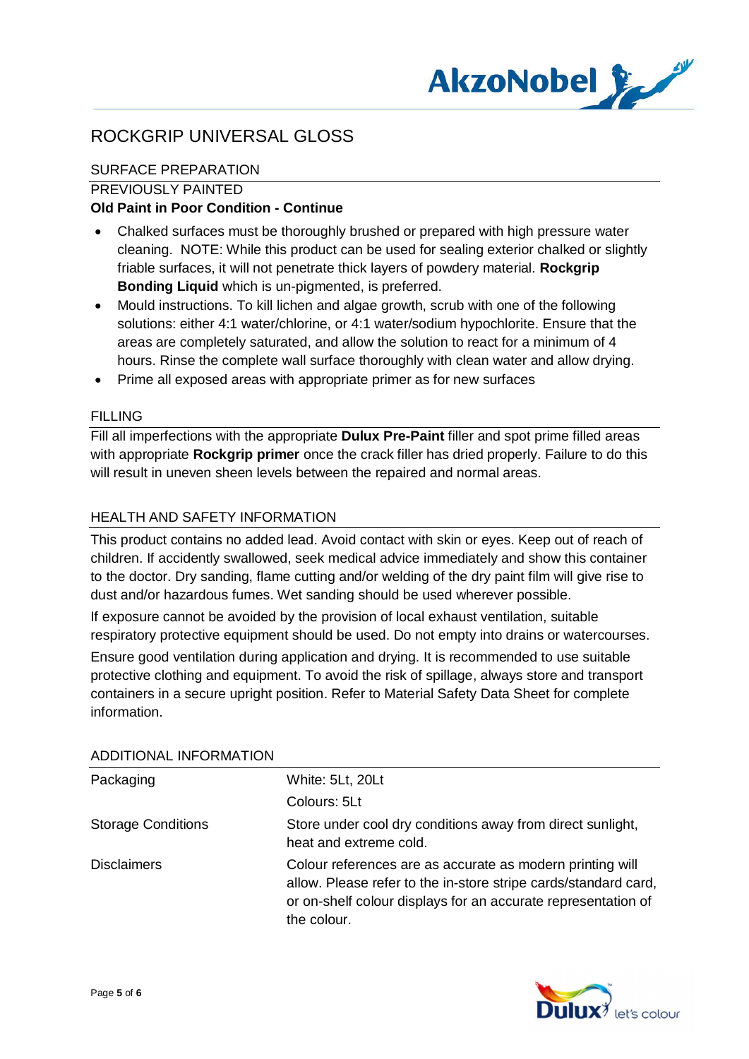# ROCKGRIP UNIVERSAL GLOSS

## SURFACE PREPARATION

### PREVIOUSLY PAINTED

**Old Paint in Poor Condition - Continue**

- Chalked surfaces must be thoroughly brushed or prepared with high pressure water cleaning. NOTE: While this product can be used for sealing exterior chalked or slightly friable surfaces, it will not penetrate thick layers of powdery material. **Rockgrip Bonding Liquid** which is un-pigmented, is preferred.
- Mould instructions. To kill lichen and algae growth, scrub with one of the following solutions: either 4:1 water/chlorine, or 4:1 water/sodium hypochlorite. Ensure that the areas are completely saturated, and allow the solution to react for a minimum of 4 hours. Rinse the complete wall surface thoroughly with clean water and allow drying.
- Prime all exposed areas with appropriate primer as for new surfaces

## FILLING

Fill all imperfections with the appropriate **Dulux Pre-Paint** filler and spot prime filled areas with appropriate **Rockgrip primer** once the crack filler has dried properly. Failure to do this will result in uneven sheen levels between the repaired and normal areas.

## HEALTH AND SAFETY INFORMATION

This product contains no added lead. Avoid contact with skin or eyes. Keep out of reach of children. If accidently swallowed, seek medical advice immediately and show this container to the doctor. Dry sanding, flame cutting and/or welding of the dry paint film will give rise to dust and/or hazardous fumes. Wet sanding should be used wherever possible.

If exposure cannot be avoided by the provision of local exhaust ventilation, suitable respiratory protective equipment should be used. Do not empty into drains or watercourses.

Ensure good ventilation during application and drying. It is recommended to use suitable protective clothing and equipment. To avoid the risk of spillage, always store and transport containers in a secure upright position. Refer to Material Safety Data Sheet for complete information.

## ADDITIONAL INFORMATION

| | |
|---|---|
| Packaging | White: 5Lt, 20Lt<br>Colours: 5Lt |
| Storage Conditions | Store under cool dry conditions away from direct sunlight, heat and extreme cold. |
| Disclaimers | Colour references are as accurate as modern printing will allow. Please refer to the in-store stripe cards/standard card, or on-shelf colour displays for an accurate representation of the colour. |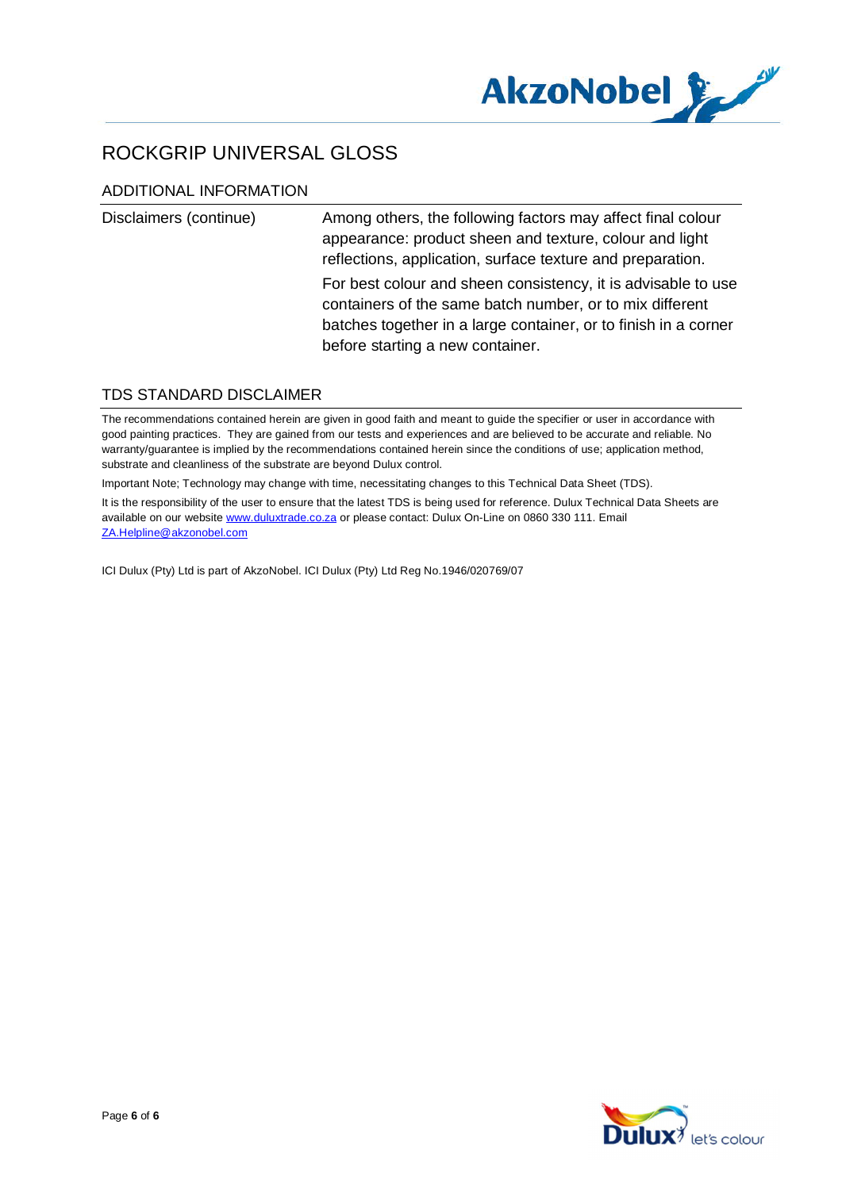# ROCKGRIP UNIVERSAL GLOSS

## ADDITIONAL INFORMATION

| | |
|---|---|
| Disclaimers (continue) | Among others, the following factors may affect final colour appearance: product sheen and texture, colour and light reflections, application, surface texture and preparation.<br>For best colour and sheen consistency, it is advisable to use containers of the same batch number, or to mix different batches together in a large container, or to finish in a corner before starting a new container. |

## TDS STANDARD DISCLAIMER

The recommendations contained herein are given in good faith and meant to guide the specifier or user in accordance with good painting practices. They are gained from our tests and experiences and are believed to be accurate and reliable. No warranty/guarantee is implied by the recommendations contained herein since the conditions of use; application method, substrate and cleanliness of the substrate are beyond Dulux control.

Important Note; Technology may change with time, necessitating changes to this Technical Data Sheet (TDS).

It is the responsibility of the user to ensure that the latest TDS is being used for reference. Dulux Technical Data Sheets are available on our website www.duluxtrade.co.za or please contact: Dulux On-Line on 0860 330 111. Email ZA.Helpline@akzonobel.com

ICI Dulux (Pty) Ltd is part of AkzoNobel. ICI Dulux (Pty) Ltd Reg No.1946/020769/07